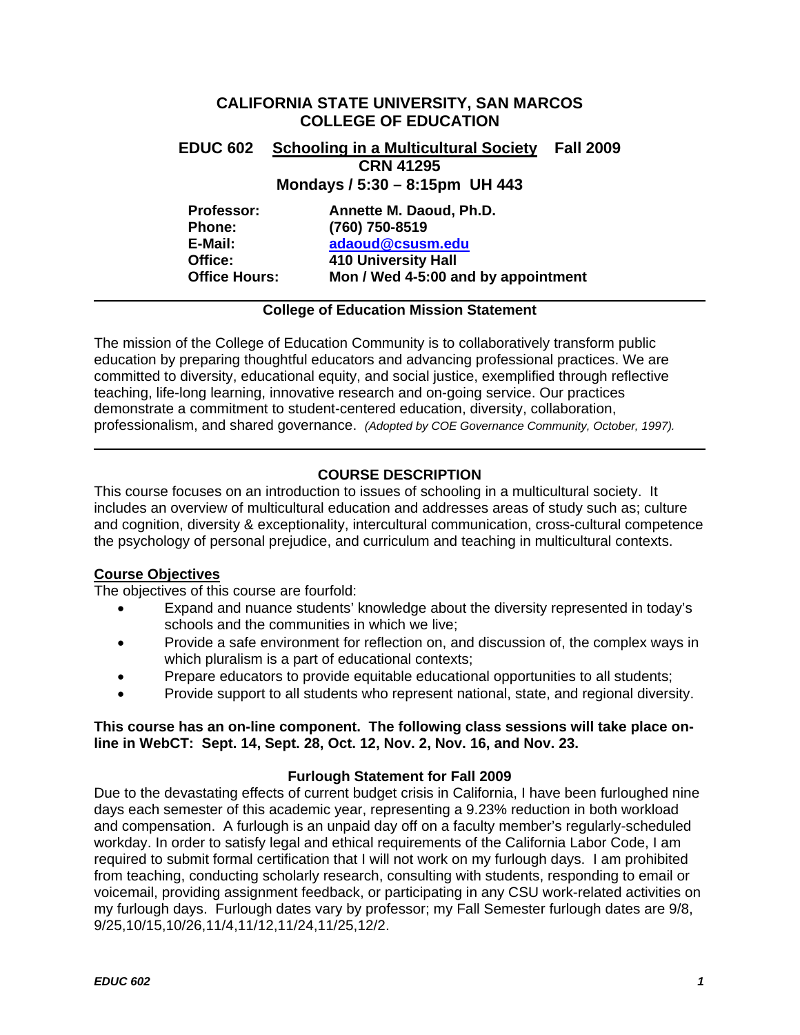# CALIFORNIA STATE UNIVERSITY, SAN MARCOS
## COLLEGE OF EDUCATION

**EDUC 602 Schooling in a Multicultural Society Fall 2009**
**CRN 41295**
**Mondays / 5:30 – 8:15pm UH 443**

**Professor:** Annette M. Daoud, Ph.D.
**Phone:** (760) 750-8519
**E-Mail:** adaoud@csusm.edu
**Office:** 410 University Hall
**Office Hours:** Mon / Wed 4-5:00 and by appointment

---

### College of Education Mission Statement

The mission of the College of Education Community is to collaboratively transform public education by preparing thoughtful educators and advancing professional practices. We are committed to diversity, educational equity, and social justice, exemplified through reflective teaching, life-long learning, innovative research and on-going service. Our practices demonstrate a commitment to student-centered education, diversity, collaboration, professionalism, and shared governance. *(Adopted by COE Governance Community, October, 1997).*

---

### COURSE DESCRIPTION

This course focuses on an introduction to issues of schooling in a multicultural society. It includes an overview of multicultural education and addresses areas of study such as; culture and cognition, diversity & exceptionality, intercultural communication, cross-cultural competence the psychology of personal prejudice, and curriculum and teaching in multicultural contexts.

#### Course Objectives

The objectives of this course are fourfold:

- Expand and nuance students' knowledge about the diversity represented in today's schools and the communities in which we live;
- Provide a safe environment for reflection on, and discussion of, the complex ways in which pluralism is a part of educational contexts;
- Prepare educators to provide equitable educational opportunities to all students;
- Provide support to all students who represent national, state, and regional diversity.

**This course has an on-line component. The following class sessions will take place on-line in WebCT: Sept. 14, Sept. 28, Oct. 12, Nov. 2, Nov. 16, and Nov. 23.**

### Furlough Statement for Fall 2009

Due to the devastating effects of current budget crisis in California, I have been furloughed nine days each semester of this academic year, representing a 9.23% reduction in both workload and compensation. A furlough is an unpaid day off on a faculty member's regularly-scheduled workday. In order to satisfy legal and ethical requirements of the California Labor Code, I am required to submit formal certification that I will not work on my furlough days. I am prohibited from teaching, conducting scholarly research, consulting with students, responding to email or voicemail, providing assignment feedback, or participating in any CSU work-related activities on my furlough days. Furlough dates vary by professor; my Fall Semester furlough dates are 9/8, 9/25,10/15,10/26,11/4,11/12,11/24,11/25,12/2.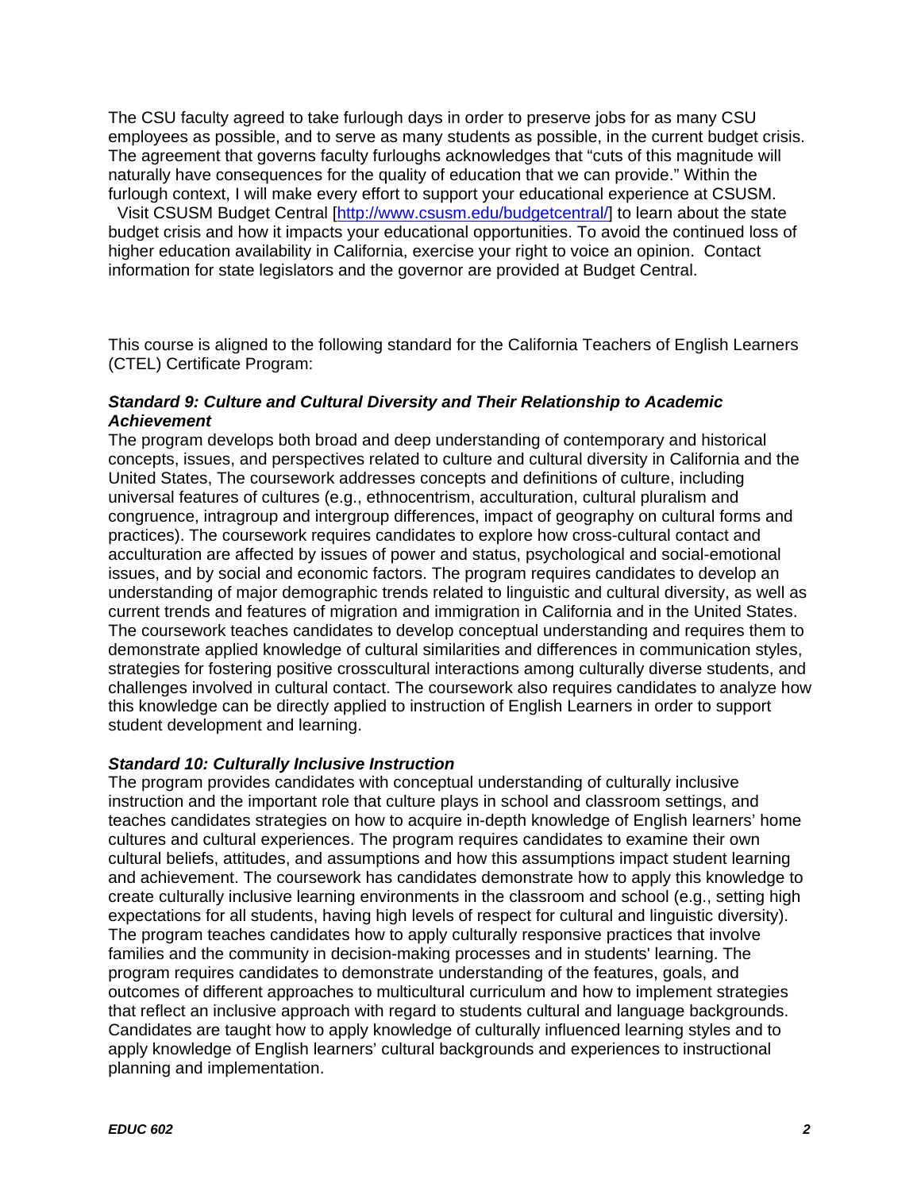The CSU faculty agreed to take furlough days in order to preserve jobs for as many CSU employees as possible, and to serve as many students as possible, in the current budget crisis. The agreement that governs faculty furloughs acknowledges that "cuts of this magnitude will naturally have consequences for the quality of education that we can provide." Within the furlough context, I will make every effort to support your educational experience at CSUSM. Visit CSUSM Budget Central [http://www.csusm.edu/budgetcentral/] to learn about the state budget crisis and how it impacts your educational opportunities. To avoid the continued loss of higher education availability in California, exercise your right to voice an opinion. Contact information for state legislators and the governor are provided at Budget Central.

This course is aligned to the following standard for the California Teachers of English Learners (CTEL) Certificate Program:

***Standard 9: Culture and Cultural Diversity and Their Relationship to Academic Achievement***

The program develops both broad and deep understanding of contemporary and historical concepts, issues, and perspectives related to culture and cultural diversity in California and the United States, The coursework addresses concepts and definitions of culture, including universal features of cultures (e.g., ethnocentrism, acculturation, cultural pluralism and congruence, intragroup and intergroup differences, impact of geography on cultural forms and practices). The coursework requires candidates to explore how cross-cultural contact and acculturation are affected by issues of power and status, psychological and social-emotional issues, and by social and economic factors. The program requires candidates to develop an understanding of major demographic trends related to linguistic and cultural diversity, as well as current trends and features of migration and immigration in California and in the United States. The coursework teaches candidates to develop conceptual understanding and requires them to demonstrate applied knowledge of cultural similarities and differences in communication styles, strategies for fostering positive crosscultural interactions among culturally diverse students, and challenges involved in cultural contact. The coursework also requires candidates to analyze how this knowledge can be directly applied to instruction of English Learners in order to support student development and learning.

***Standard 10: Culturally Inclusive Instruction***

The program provides candidates with conceptual understanding of culturally inclusive instruction and the important role that culture plays in school and classroom settings, and teaches candidates strategies on how to acquire in-depth knowledge of English learners' home cultures and cultural experiences. The program requires candidates to examine their own cultural beliefs, attitudes, and assumptions and how this assumptions impact student learning and achievement. The coursework has candidates demonstrate how to apply this knowledge to create culturally inclusive learning environments in the classroom and school (e.g., setting high expectations for all students, having high levels of respect for cultural and linguistic diversity). The program teaches candidates how to apply culturally responsive practices that involve families and the community in decision-making processes and in students' learning. The program requires candidates to demonstrate understanding of the features, goals, and outcomes of different approaches to multicultural curriculum and how to implement strategies that reflect an inclusive approach with regard to students cultural and language backgrounds. Candidates are taught how to apply knowledge of culturally influenced learning styles and to apply knowledge of English learners' cultural backgrounds and experiences to instructional planning and implementation.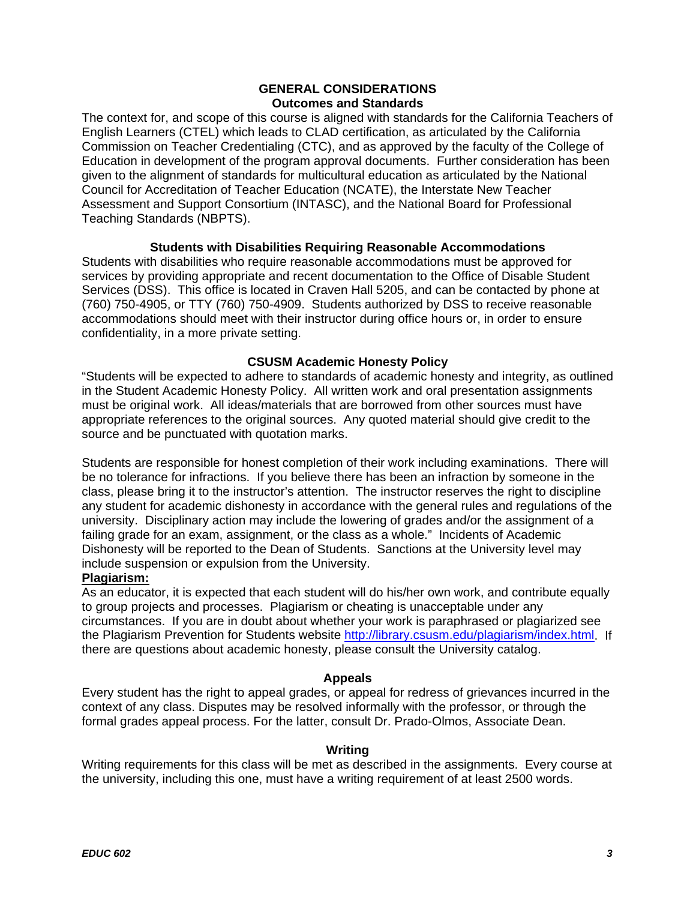## GENERAL CONSIDERATIONS

### Outcomes and Standards

The context for, and scope of this course is aligned with standards for the California Teachers of English Learners (CTEL) which leads to CLAD certification, as articulated by the California Commission on Teacher Credentialing (CTC), and as approved by the faculty of the College of Education in development of the program approval documents. Further consideration has been given to the alignment of standards for multicultural education as articulated by the National Council for Accreditation of Teacher Education (NCATE), the Interstate New Teacher Assessment and Support Consortium (INTASC), and the National Board for Professional Teaching Standards (NBPTS).

### Students with Disabilities Requiring Reasonable Accommodations

Students with disabilities who require reasonable accommodations must be approved for services by providing appropriate and recent documentation to the Office of Disable Student Services (DSS). This office is located in Craven Hall 5205, and can be contacted by phone at (760) 750-4905, or TTY (760) 750-4909. Students authorized by DSS to receive reasonable accommodations should meet with their instructor during office hours or, in order to ensure confidentiality, in a more private setting.

### CSUSM Academic Honesty Policy

"Students will be expected to adhere to standards of academic honesty and integrity, as outlined in the Student Academic Honesty Policy. All written work and oral presentation assignments must be original work. All ideas/materials that are borrowed from other sources must have appropriate references to the original sources. Any quoted material should give credit to the source and be punctuated with quotation marks.

Students are responsible for honest completion of their work including examinations. There will be no tolerance for infractions. If you believe there has been an infraction by someone in the class, please bring it to the instructor's attention. The instructor reserves the right to discipline any student for academic dishonesty in accordance with the general rules and regulations of the university. Disciplinary action may include the lowering of grades and/or the assignment of a failing grade for an exam, assignment, or the class as a whole." Incidents of Academic Dishonesty will be reported to the Dean of Students. Sanctions at the University level may include suspension or expulsion from the University.

**Plagiarism:**

As an educator, it is expected that each student will do his/her own work, and contribute equally to group projects and processes. Plagiarism or cheating is unacceptable under any circumstances. If you are in doubt about whether your work is paraphrased or plagiarized see the Plagiarism Prevention for Students website http://library.csusm.edu/plagiarism/index.html. If there are questions about academic honesty, please consult the University catalog.

### Appeals

Every student has the right to appeal grades, or appeal for redress of grievances incurred in the context of any class. Disputes may be resolved informally with the professor, or through the formal grades appeal process. For the latter, consult Dr. Prado-Olmos, Associate Dean.

### Writing

Writing requirements for this class will be met as described in the assignments. Every course at the university, including this one, must have a writing requirement of at least 2500 words.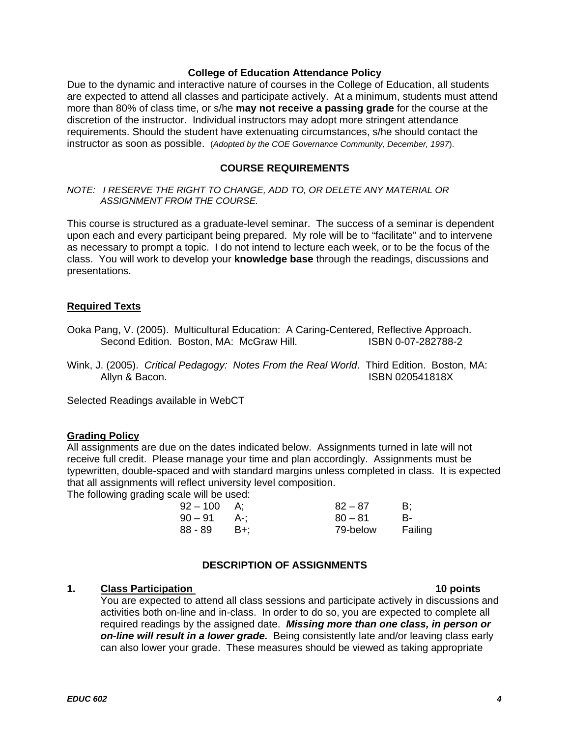**College of Education Attendance Policy**

Due to the dynamic and interactive nature of courses in the College of Education, all students are expected to attend all classes and participate actively. At a minimum, students must attend more than 80% of class time, or s/he **may not receive a passing grade** for the course at the discretion of the instructor. Individual instructors may adopt more stringent attendance requirements. Should the student have extenuating circumstances, s/he should contact the instructor as soon as possible. (*Adopted by the COE Governance Community, December, 1997*).

## COURSE REQUIREMENTS

*NOTE: I RESERVE THE RIGHT TO CHANGE, ADD TO, OR DELETE ANY MATERIAL OR ASSIGNMENT FROM THE COURSE.*

This course is structured as a graduate-level seminar. The success of a seminar is dependent upon each and every participant being prepared. My role will be to "facilitate" and to intervene as necessary to prompt a topic. I do not intend to lecture each week, or to be the focus of the class. You will work to develop your **knowledge base** through the readings, discussions and presentations.

### Required Texts

Ooka Pang, V. (2005). Multicultural Education: A Caring-Centered, Reflective Approach. Second Edition. Boston, MA: McGraw Hill. ISBN 0-07-282788-2

Wink, J. (2005). *Critical Pedagogy: Notes From the Real World*. Third Edition. Boston, MA: Allyn & Bacon. ISBN 020541818X

Selected Readings available in WebCT

### Grading Policy

All assignments are due on the dates indicated below. Assignments turned in late will not receive full credit. Please manage your time and plan accordingly. Assignments must be typewritten, double-spaced and with standard margins unless completed in class. It is expected that all assignments will reflect university level composition.

The following grading scale will be used:

| | | | |
|---|---|---|---|
| 92 – 100 | A; | 82 – 87 | B; |
| 90 – 91 | A-; | 80 – 81 | B- |
| 88 - 89 | B+; | 79-below | Failing |

## DESCRIPTION OF ASSIGNMENTS

1. **Class Participation** **10 points**

   You are expected to attend all class sessions and participate actively in discussions and activities both on-line and in-class. In order to do so, you are expected to complete all required readings by the assigned date. ***Missing more than one class, in person or on-line will result in a lower grade.*** Being consistently late and/or leaving class early can also lower your grade. These measures should be viewed as taking appropriate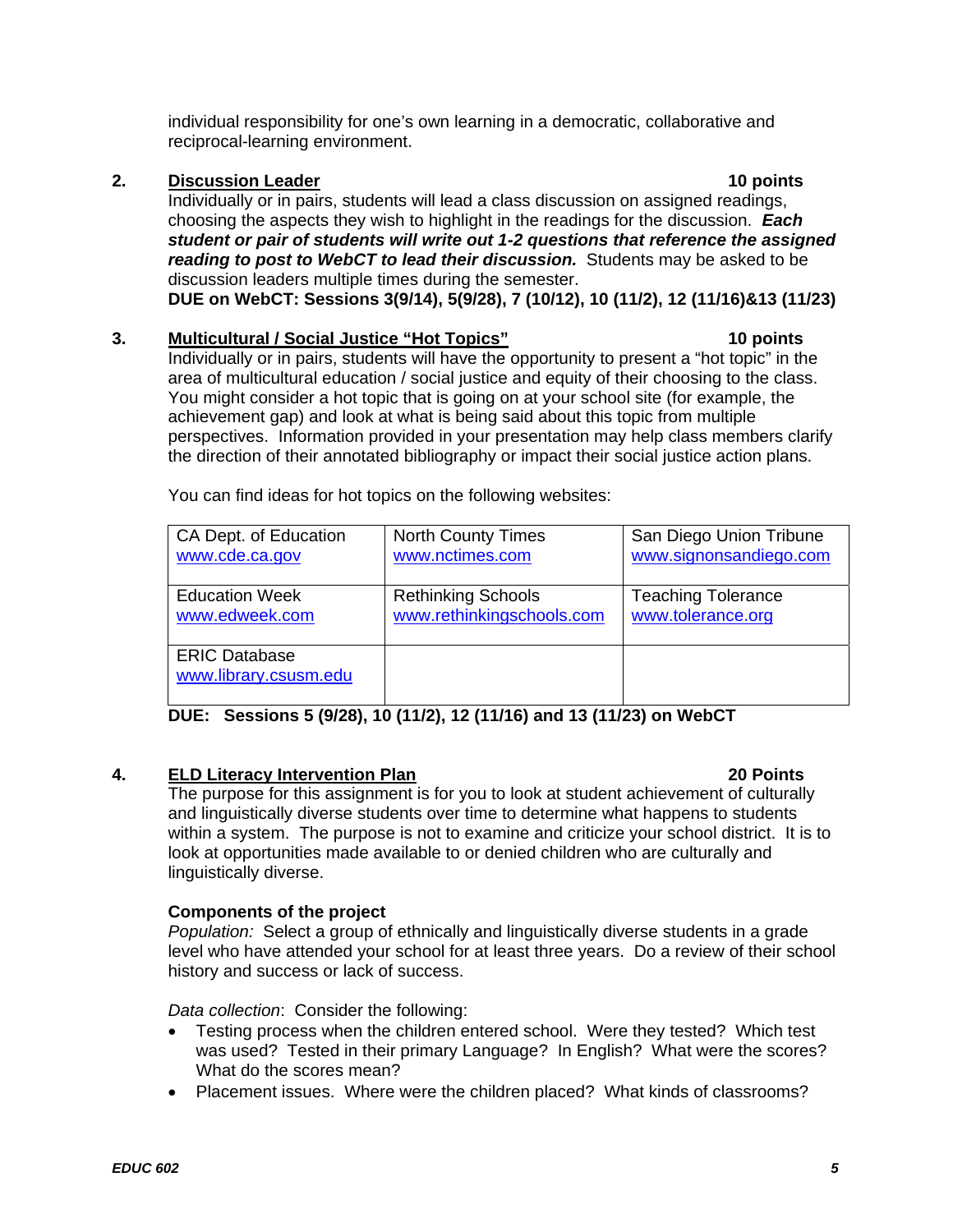individual responsibility for one's own learning in a democratic, collaborative and reciprocal-learning environment.

2. **Discussion Leader** **10 points**

Individually or in pairs, students will lead a class discussion on assigned readings, choosing the aspects they wish to highlight in the readings for the discussion. ***Each student or pair of students will write out 1-2 questions that reference the assigned reading to post to WebCT to lead their discussion.*** Students may be asked to be discussion leaders multiple times during the semester.

**DUE on WebCT: Sessions 3(9/14), 5(9/28), 7 (10/12), 10 (11/2), 12 (11/16)&13 (11/23)**

3. **Multicultural / Social Justice "Hot Topics"** **10 points**

Individually or in pairs, students will have the opportunity to present a "hot topic" in the area of multicultural education / social justice and equity of their choosing to the class. You might consider a hot topic that is going on at your school site (for example, the achievement gap) and look at what is being said about this topic from multiple perspectives. Information provided in your presentation may help class members clarify the direction of their annotated bibliography or impact their social justice action plans.

You can find ideas for hot topics on the following websites:

| | | |
|---|---|---|
| CA Dept. of Education www.cde.ca.gov | North County Times www.nctimes.com | San Diego Union Tribune www.signonsandiego.com |
| Education Week www.edweek.com | Rethinking Schools www.rethinkingschools.com | Teaching Tolerance www.tolerance.org |
| ERIC Database www.library.csusm.edu | | |

**DUE: Sessions 5 (9/28), 10 (11/2), 12 (11/16) and 13 (11/23) on WebCT**

4. **ELD Literacy Intervention Plan** **20 Points**

The purpose for this assignment is for you to look at student achievement of culturally and linguistically diverse students over time to determine what happens to students within a system. The purpose is not to examine and criticize your school district. It is to look at opportunities made available to or denied children who are culturally and linguistically diverse.

**Components of the project**

*Population:* Select a group of ethnically and linguistically diverse students in a grade level who have attended your school for at least three years. Do a review of their school history and success or lack of success.

*Data collection*: Consider the following:

- Testing process when the children entered school. Were they tested? Which test was used? Tested in their primary Language? In English? What were the scores? What do the scores mean?
- Placement issues. Where were the children placed? What kinds of classrooms?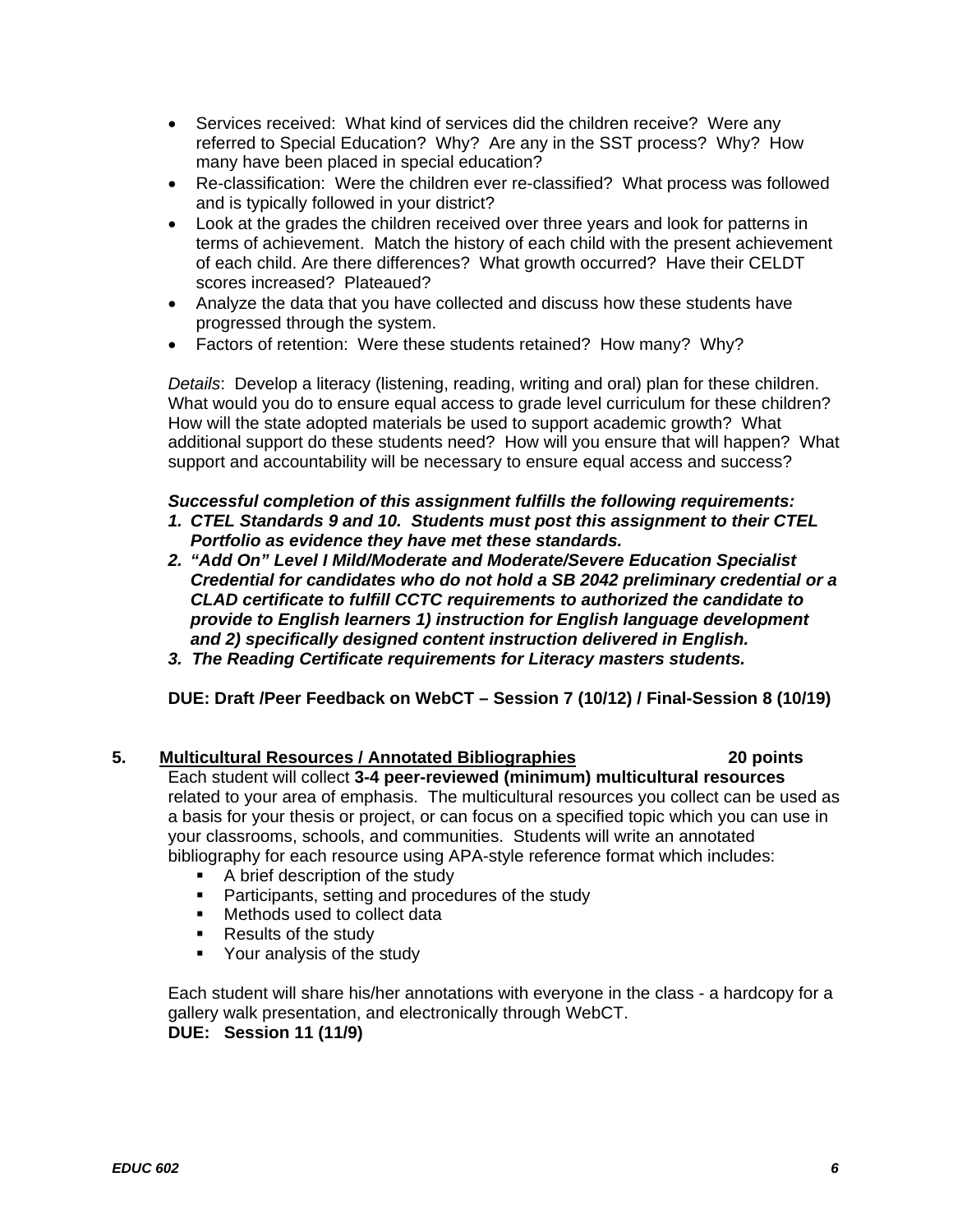- Services received: What kind of services did the children receive? Were any referred to Special Education? Why? Are any in the SST process? Why? How many have been placed in special education?
- Re-classification: Were the children ever re-classified? What process was followed and is typically followed in your district?
- Look at the grades the children received over three years and look for patterns in terms of achievement. Match the history of each child with the present achievement of each child. Are there differences? What growth occurred? Have their CELDT scores increased? Plateaued?
- Analyze the data that you have collected and discuss how these students have progressed through the system.
- Factors of retention: Were these students retained? How many? Why?

*Details*: Develop a literacy (listening, reading, writing and oral) plan for these children. What would you do to ensure equal access to grade level curriculum for these children? How will the state adopted materials be used to support academic growth? What additional support do these students need? How will you ensure that will happen? What support and accountability will be necessary to ensure equal access and success?

***Successful completion of this assignment fulfills the following requirements:***

1. ***CTEL Standards 9 and 10. Students must post this assignment to their CTEL Portfolio as evidence they have met these standards.***
2. ***"Add On" Level I Mild/Moderate and Moderate/Severe Education Specialist Credential for candidates who do not hold a SB 2042 preliminary credential or a CLAD certificate to fulfill CCTC requirements to authorized the candidate to provide to English learners 1) instruction for English language development and 2) specifically designed content instruction delivered in English.***
3. ***The Reading Certificate requirements for Literacy masters students.***

**DUE: Draft /Peer Feedback on WebCT – Session 7 (10/12) / Final-Session 8 (10/19)**

**5. <u>Multicultural Resources / Annotated Bibliographies</u> 20 points**

Each student will collect **3-4 peer-reviewed (minimum) multicultural resources** related to your area of emphasis. The multicultural resources you collect can be used as a basis for your thesis or project, or can focus on a specified topic which you can use in your classrooms, schools, and communities. Students will write an annotated bibliography for each resource using APA-style reference format which includes:

- A brief description of the study
- Participants, setting and procedures of the study
- Methods used to collect data
- Results of the study
- Your analysis of the study

Each student will share his/her annotations with everyone in the class - a hardcopy for a gallery walk presentation, and electronically through WebCT.

**DUE: Session 11 (11/9)**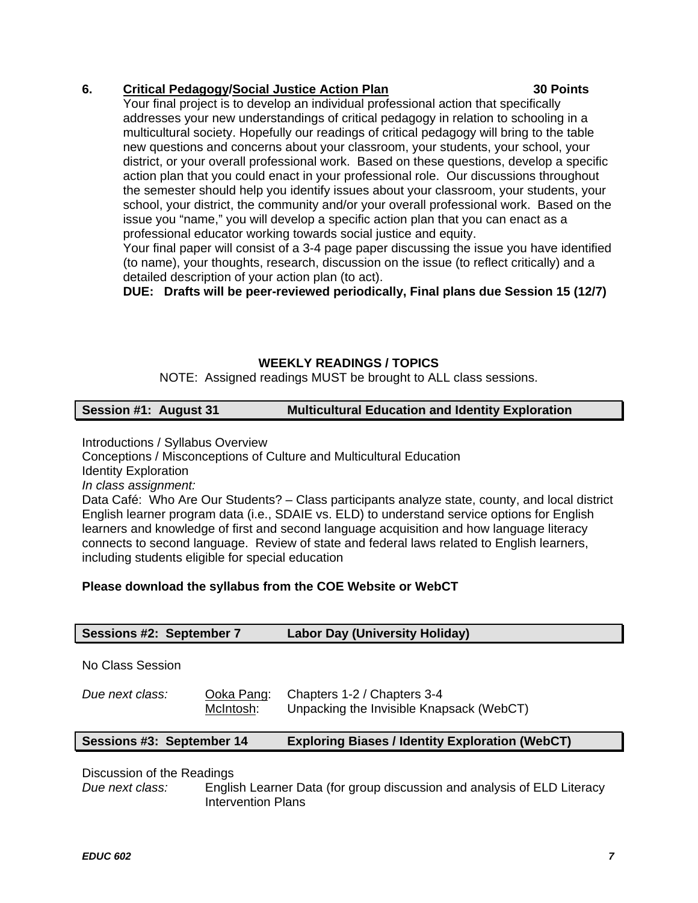**6. Critical Pedagogy/Social Justice Action Plan 30 Points**

Your final project is to develop an individual professional action that specifically addresses your new understandings of critical pedagogy in relation to schooling in a multicultural society. Hopefully our readings of critical pedagogy will bring to the table new questions and concerns about your classroom, your students, your school, your district, or your overall professional work. Based on these questions, develop a specific action plan that you could enact in your professional role. Our discussions throughout the semester should help you identify issues about your classroom, your students, your school, your district, the community and/or your overall professional work. Based on the issue you "name," you will develop a specific action plan that you can enact as a professional educator working towards social justice and equity.

Your final paper will consist of a 3-4 page paper discussing the issue you have identified (to name), your thoughts, research, discussion on the issue (to reflect critically) and a detailed description of your action plan (to act).

**DUE: Drafts will be peer-reviewed periodically, Final plans due Session 15 (12/7)**

## WEEKLY READINGS / TOPICS

NOTE: Assigned readings MUST be brought to ALL class sessions.

### Session #1: August 31 — Multicultural Education and Identity Exploration

Introductions / Syllabus Overview
Conceptions / Misconceptions of Culture and Multicultural Education
Identity Exploration
*In class assignment:*
Data Café: Who Are Our Students? – Class participants analyze state, county, and local district English learner program data (i.e., SDAIE vs. ELD) to understand service options for English learners and knowledge of first and second language acquisition and how language literacy connects to second language. Review of state and federal laws related to English learners, including students eligible for special education

**Please download the syllabus from the COE Website or WebCT**

### Sessions #2: September 7 — Labor Day (University Holiday)

No Class Session

*Due next class:* Ooka Pang: Chapters 1-2 / Chapters 3-4
McIntosh: Unpacking the Invisible Knapsack (WebCT)

### Sessions #3: September 14 — Exploring Biases / Identity Exploration (WebCT)

Discussion of the Readings
*Due next class:* English Learner Data (for group discussion and analysis of ELD Literacy Intervention Plans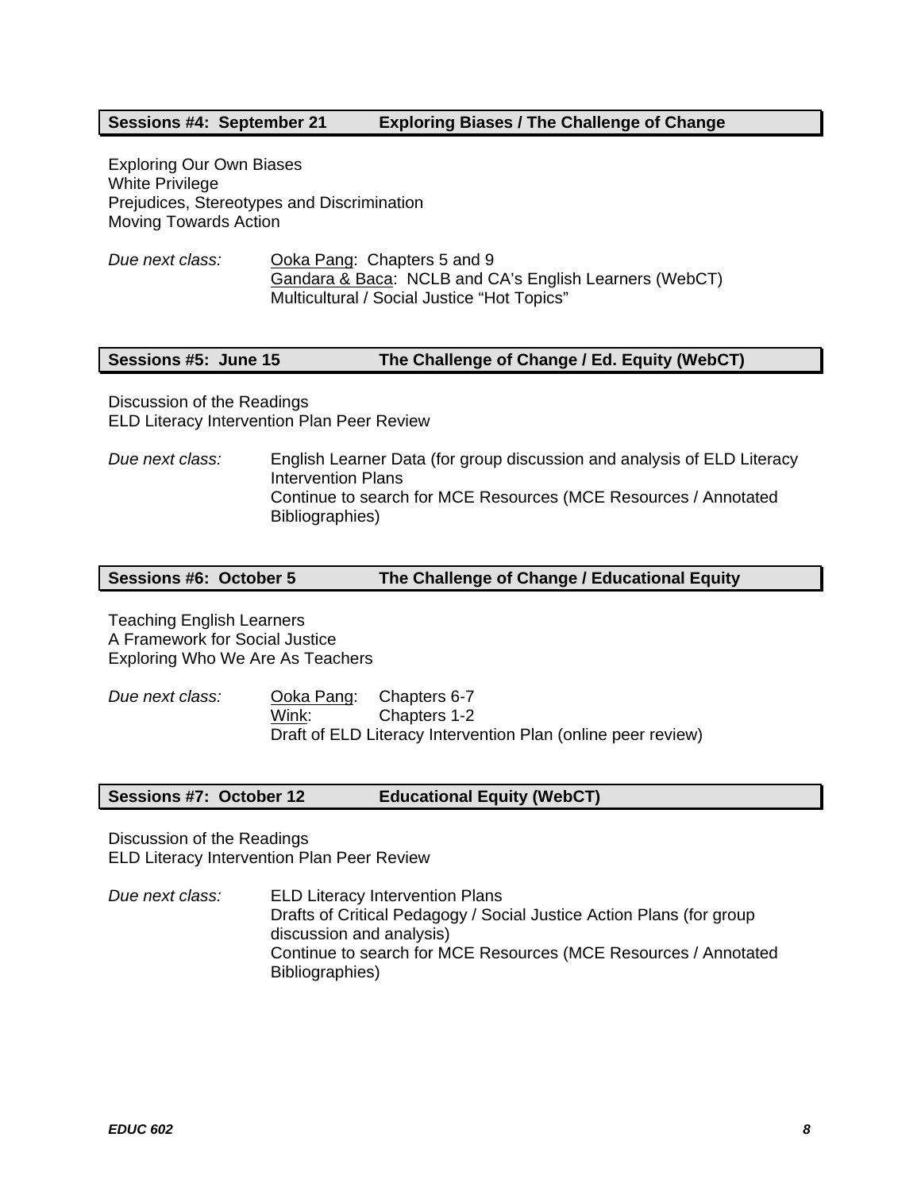### Sessions #4: September 21 — Exploring Biases / The Challenge of Change

Exploring Our Own Biases
White Privilege
Prejudices, Stereotypes and Discrimination
Moving Towards Action

*Due next class:* Ooka Pang: Chapters 5 and 9
Gandara & Baca: NCLB and CA's English Learners (WebCT)
Multicultural / Social Justice "Hot Topics"

### Sessions #5: June 15 — The Challenge of Change / Ed. Equity (WebCT)

Discussion of the Readings
ELD Literacy Intervention Plan Peer Review

*Due next class:* English Learner Data (for group discussion and analysis of ELD Literacy Intervention Plans
Continue to search for MCE Resources (MCE Resources / Annotated Bibliographies)

### Sessions #6: October 5 — The Challenge of Change / Educational Equity

Teaching English Learners
A Framework for Social Justice
Exploring Who We Are As Teachers

*Due next class:* Ooka Pang: Chapters 6-7
Wink: Chapters 1-2
Draft of ELD Literacy Intervention Plan (online peer review)

### Sessions #7: October 12 — Educational Equity (WebCT)

Discussion of the Readings
ELD Literacy Intervention Plan Peer Review

*Due next class:* ELD Literacy Intervention Plans
Drafts of Critical Pedagogy / Social Justice Action Plans (for group discussion and analysis)
Continue to search for MCE Resources (MCE Resources / Annotated Bibliographies)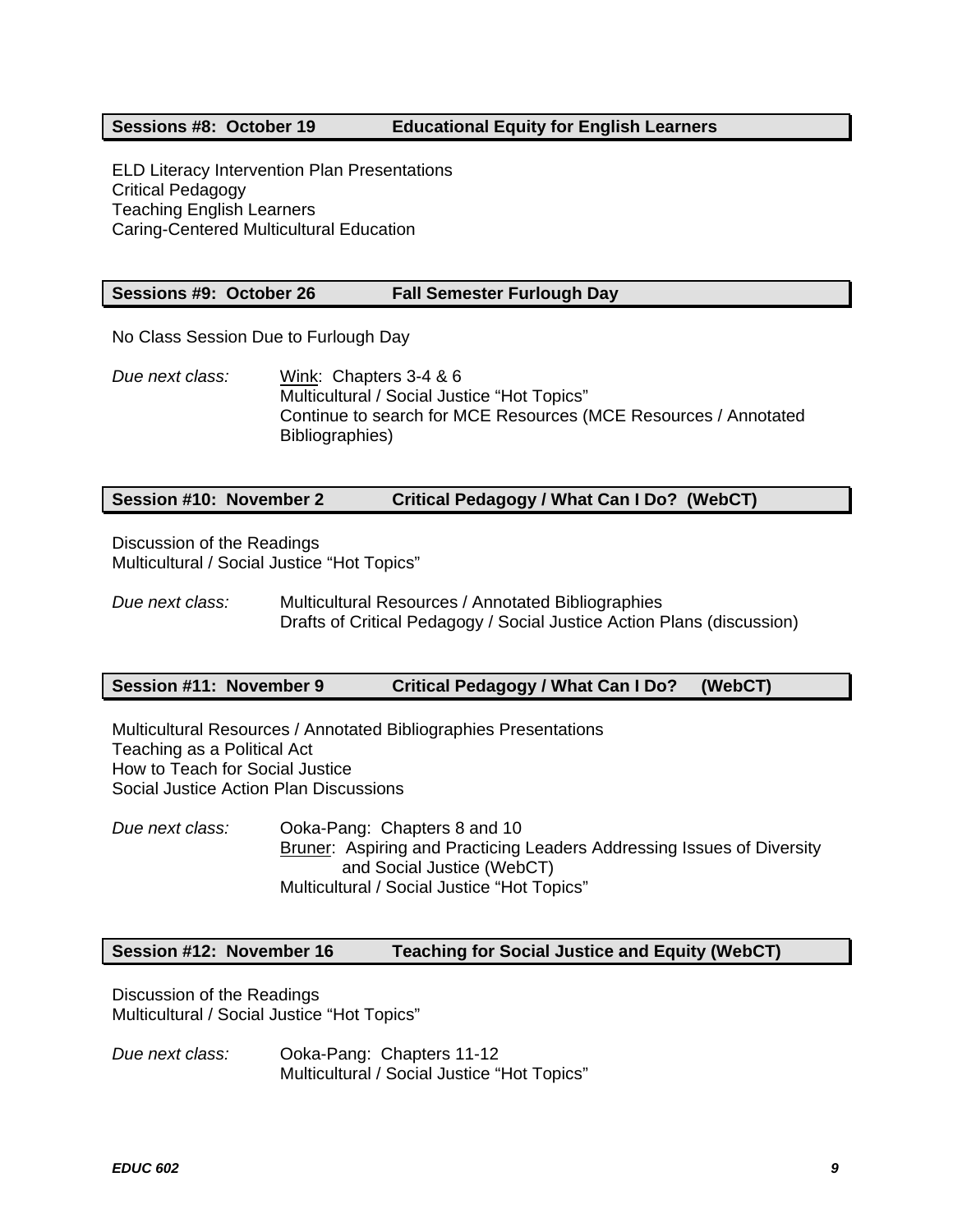### Sessions #8: October 19 — Educational Equity for English Learners

ELD Literacy Intervention Plan Presentations
Critical Pedagogy
Teaching English Learners
Caring-Centered Multicultural Education

### Sessions #9: October 26 — Fall Semester Furlough Day

No Class Session Due to Furlough Day

*Due next class:* Wink: Chapters 3-4 & 6
Multicultural / Social Justice "Hot Topics"
Continue to search for MCE Resources (MCE Resources / Annotated Bibliographies)

### Session #10: November 2 — Critical Pedagogy / What Can I Do? (WebCT)

Discussion of the Readings
Multicultural / Social Justice "Hot Topics"

*Due next class:* Multicultural Resources / Annotated Bibliographies
Drafts of Critical Pedagogy / Social Justice Action Plans (discussion)

### Session #11: November 9 — Critical Pedagogy / What Can I Do? (WebCT)

Multicultural Resources / Annotated Bibliographies Presentations
Teaching as a Political Act
How to Teach for Social Justice
Social Justice Action Plan Discussions

*Due next class:* Ooka-Pang: Chapters 8 and 10
Bruner: Aspiring and Practicing Leaders Addressing Issues of Diversity and Social Justice (WebCT)
Multicultural / Social Justice "Hot Topics"

### Session #12: November 16 — Teaching for Social Justice and Equity (WebCT)

Discussion of the Readings
Multicultural / Social Justice "Hot Topics"

*Due next class:* Ooka-Pang: Chapters 11-12
Multicultural / Social Justice "Hot Topics"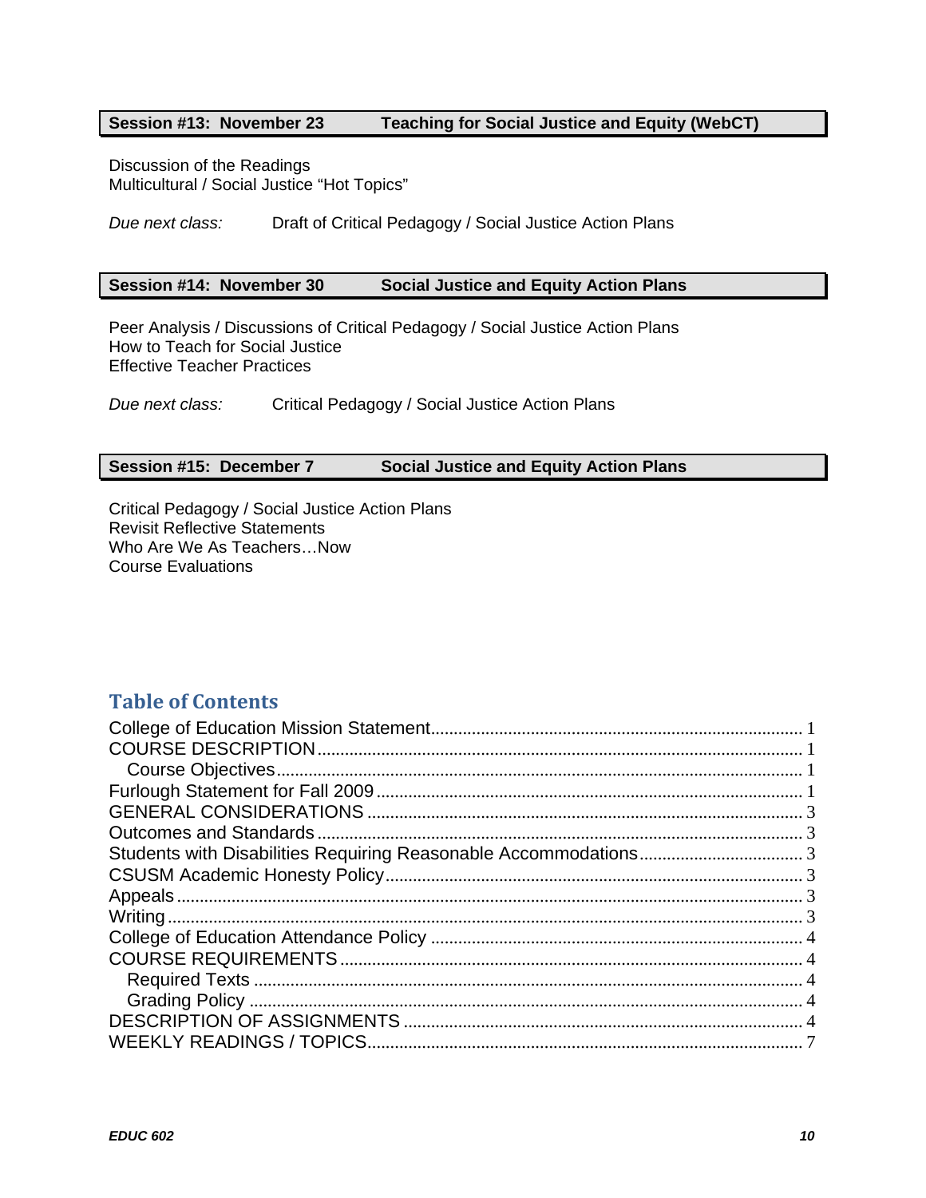**Session #13: November 23 Teaching for Social Justice and Equity (WebCT)**

Discussion of the Readings
Multicultural / Social Justice "Hot Topics"

*Due next class:* Draft of Critical Pedagogy / Social Justice Action Plans

**Session #14: November 30 Social Justice and Equity Action Plans**

Peer Analysis / Discussions of Critical Pedagogy / Social Justice Action Plans
How to Teach for Social Justice
Effective Teacher Practices

*Due next class:* Critical Pedagogy / Social Justice Action Plans

**Session #15: December 7 Social Justice and Equity Action Plans**

Critical Pedagogy / Social Justice Action Plans
Revisit Reflective Statements
Who Are We As Teachers…Now
Course Evaluations

## Table of Contents

College of Education Mission Statement................................................ 1
COURSE DESCRIPTION................................................ 1
- Course Objectives................................................ 1

Furlough Statement for Fall 2009................................................ 1
GENERAL CONSIDERATIONS................................................ 3
Outcomes and Standards................................................ 3
Students with Disabilities Requiring Reasonable Accommodations................................................ 3
CSUSM Academic Honesty Policy................................................ 3
Appeals................................................ 3
Writing................................................ 3
College of Education Attendance Policy................................................ 4
COURSE REQUIREMENTS................................................ 4
- Required Texts................................................ 4
- Grading Policy................................................ 4

DESCRIPTION OF ASSIGNMENTS................................................ 4
WEEKLY READINGS / TOPICS................................................ 7